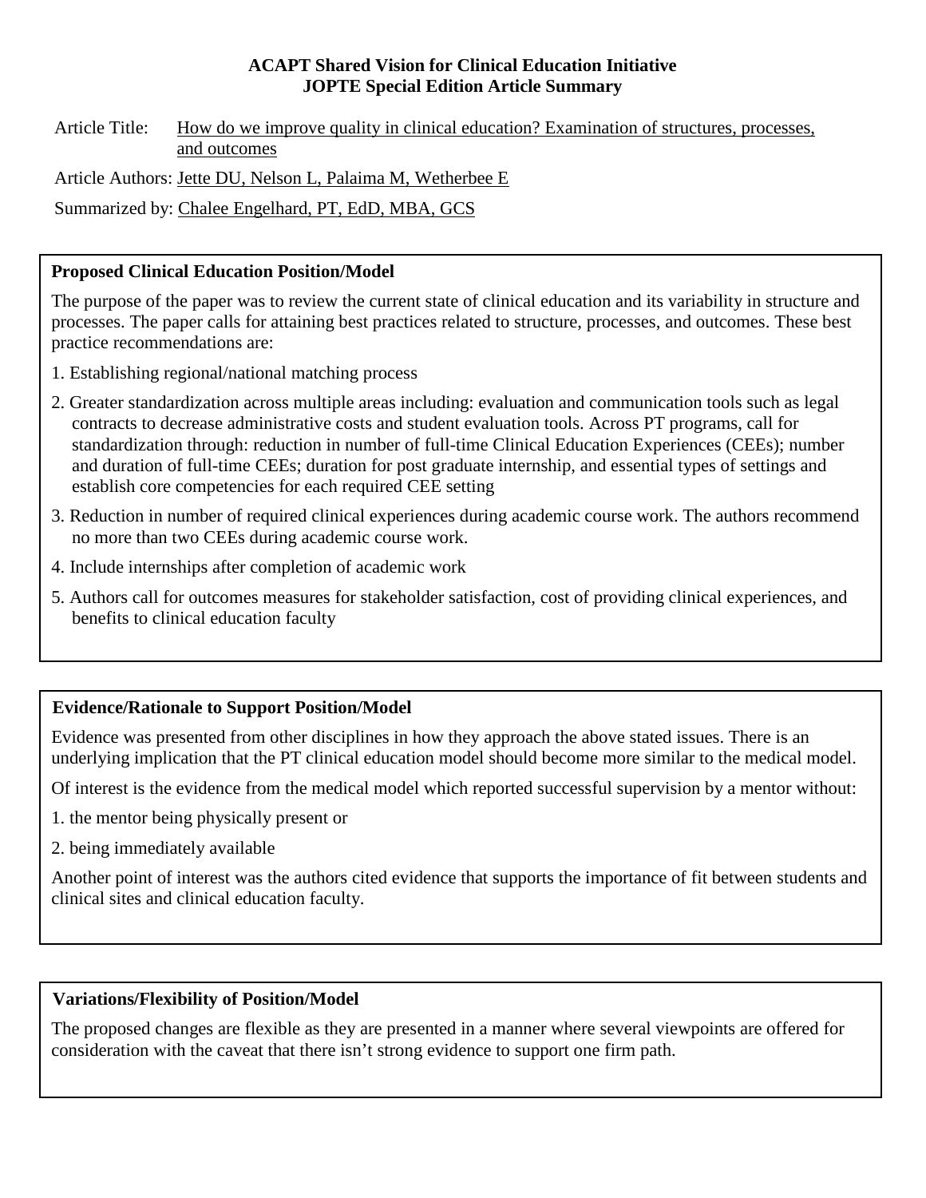**ACAPT Shared Vision for Clinical Education Initiative**
**JOPTE Special Edition Article Summary**

Article Title: How do we improve quality in clinical education? Examination of structures, processes, and outcomes

Article Authors: Jette DU, Nelson L, Palaima M, Wetherbee E

Summarized by: Chalee Engelhard, PT, EdD, MBA, GCS

## Proposed Clinical Education Position/Model

The purpose of the paper was to review the current state of clinical education and its variability in structure and processes. The paper calls for attaining best practices related to structure, processes, and outcomes. These best practice recommendations are:

1. Establishing regional/national matching process
2. Greater standardization across multiple areas including: evaluation and communication tools such as legal contracts to decrease administrative costs and student evaluation tools. Across PT programs, call for standardization through: reduction in number of full-time Clinical Education Experiences (CEEs); number and duration of full-time CEEs; duration for post graduate internship, and essential types of settings and establish core competencies for each required CEE setting
3. Reduction in number of required clinical experiences during academic course work. The authors recommend no more than two CEEs during academic course work.
4. Include internships after completion of academic work
5. Authors call for outcomes measures for stakeholder satisfaction, cost of providing clinical experiences, and benefits to clinical education faculty

## Evidence/Rationale to Support Position/Model

Evidence was presented from other disciplines in how they approach the above stated issues. There is an underlying implication that the PT clinical education model should become more similar to the medical model.

Of interest is the evidence from the medical model which reported successful supervision by a mentor without:

1. the mentor being physically present or
2. being immediately available

Another point of interest was the authors cited evidence that supports the importance of fit between students and clinical sites and clinical education faculty.

## Variations/Flexibility of Position/Model

The proposed changes are flexible as they are presented in a manner where several viewpoints are offered for consideration with the caveat that there isn't strong evidence to support one firm path.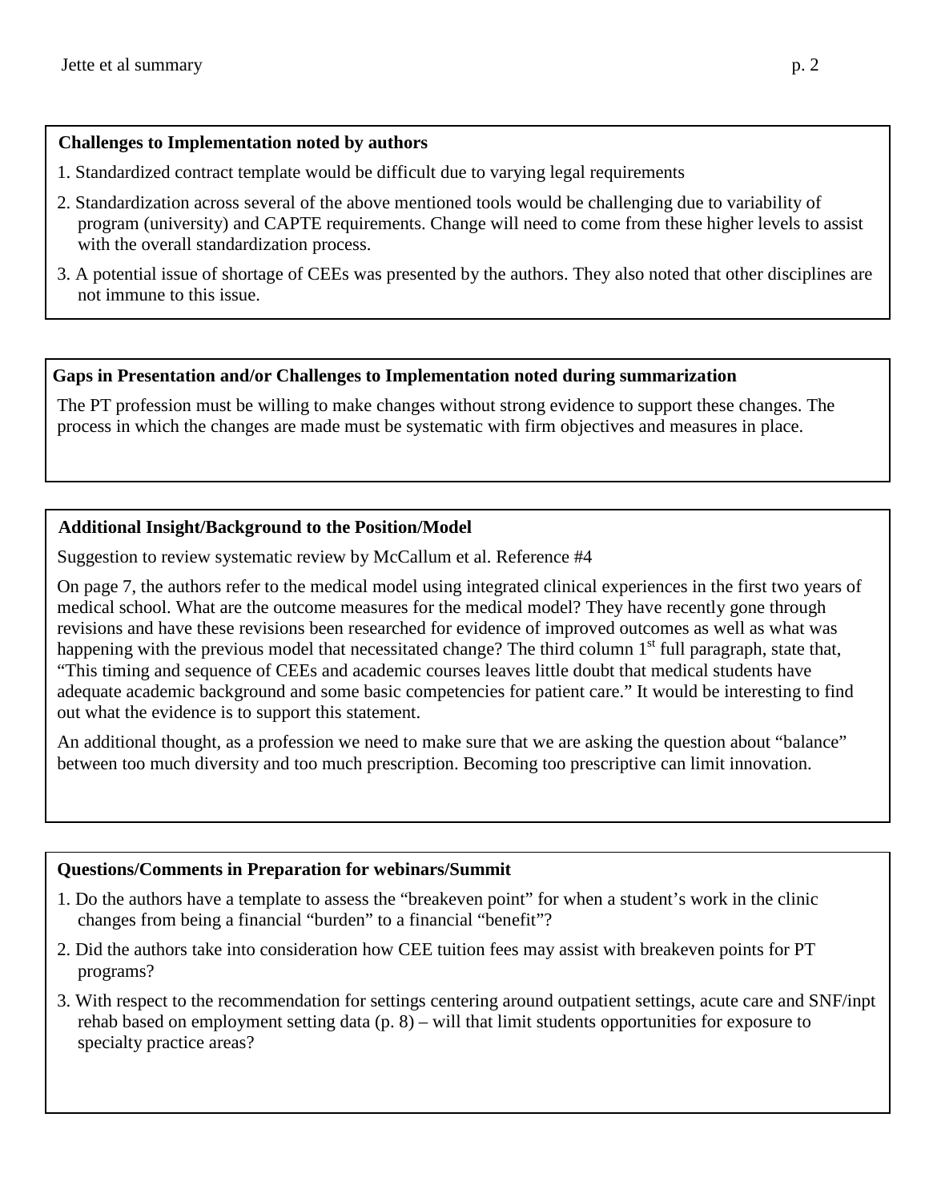## Challenges to Implementation noted by authors

1. Standardized contract template would be difficult due to varying legal requirements
2. Standardization across several of the above mentioned tools would be challenging due to variability of program (university) and CAPTE requirements. Change will need to come from these higher levels to assist with the overall standardization process.
3. A potential issue of shortage of CEEs was presented by the authors. They also noted that other disciplines are not immune to this issue.

## Gaps in Presentation and/or Challenges to Implementation noted during summarization

The PT profession must be willing to make changes without strong evidence to support these changes. The process in which the changes are made must be systematic with firm objectives and measures in place.

## Additional Insight/Background to the Position/Model

Suggestion to review systematic review by McCallum et al. Reference #4

On page 7, the authors refer to the medical model using integrated clinical experiences in the first two years of medical school. What are the outcome measures for the medical model? They have recently gone through revisions and have these revisions been researched for evidence of improved outcomes as well as what was happening with the previous model that necessitated change? The third column 1st full paragraph, state that, "This timing and sequence of CEEs and academic courses leaves little doubt that medical students have adequate academic background and some basic competencies for patient care." It would be interesting to find out what the evidence is to support this statement.

An additional thought, as a profession we need to make sure that we are asking the question about "balance" between too much diversity and too much prescription. Becoming too prescriptive can limit innovation.

## Questions/Comments in Preparation for webinars/Summit

1. Do the authors have a template to assess the "breakeven point" for when a student's work in the clinic changes from being a financial "burden" to a financial "benefit"?
2. Did the authors take into consideration how CEE tuition fees may assist with breakeven points for PT programs?
3. With respect to the recommendation for settings centering around outpatient settings, acute care and SNF/inpt rehab based on employment setting data (p. 8) – will that limit students opportunities for exposure to specialty practice areas?